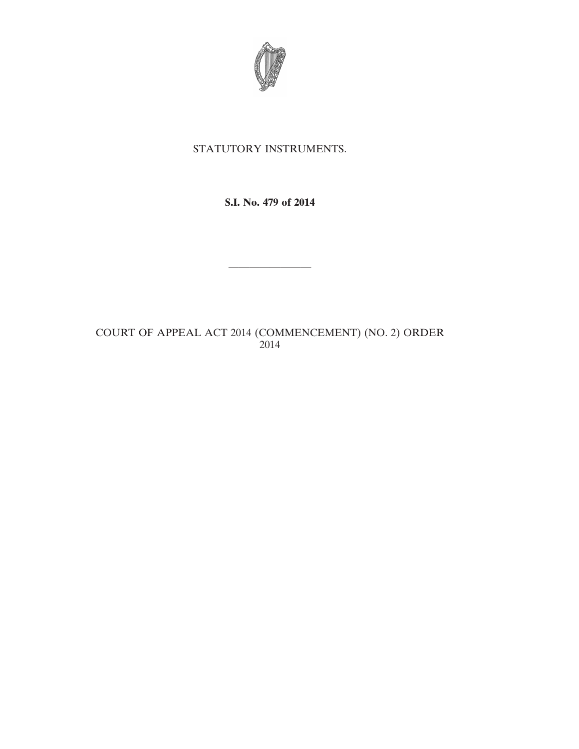STATUTORY INSTRUMENTS.

**S.I. No. 479 of 2014**

---

COURT OF APPEAL ACT 2014 (COMMENCEMENT) (NO. 2) ORDER 2014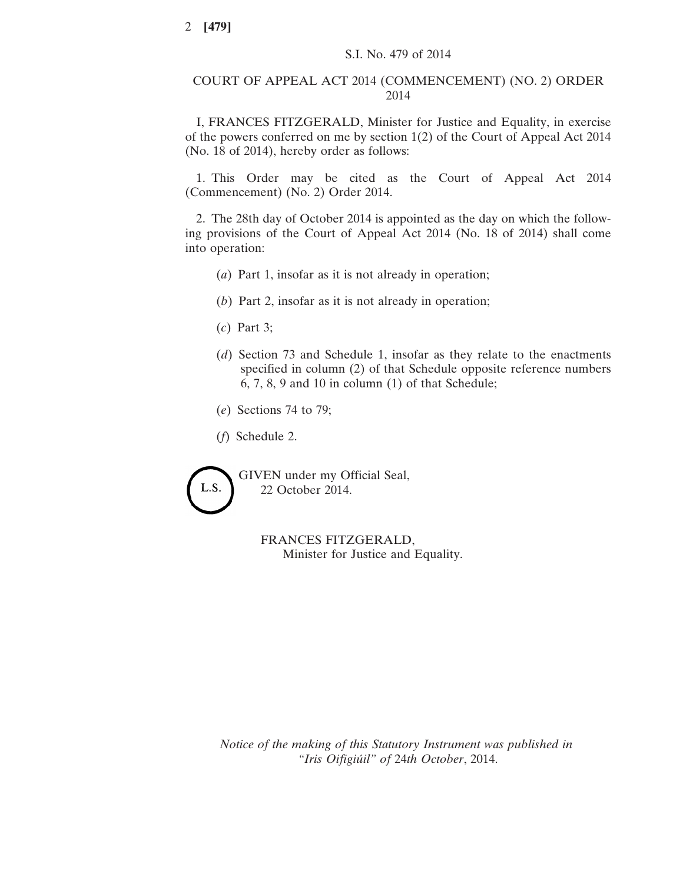S.I. No. 479 of 2014

# COURT OF APPEAL ACT 2014 (COMMENCEMENT) (NO. 2) ORDER 2014

I, FRANCES FITZGERALD, Minister for Justice and Equality, in exercise of the powers conferred on me by section 1(2) of the Court of Appeal Act 2014 (No. 18 of 2014), hereby order as follows:

1. This Order may be cited as the Court of Appeal Act 2014 (Commencement) (No. 2) Order 2014.

2. The 28th day of October 2014 is appointed as the day on which the following provisions of the Court of Appeal Act 2014 (No. 18 of 2014) shall come into operation:

(*a*) Part 1, insofar as it is not already in operation;

(*b*) Part 2, insofar as it is not already in operation;

(*c*) Part 3;

(*d*) Section 73 and Schedule 1, insofar as they relate to the enactments specified in column (2) of that Schedule opposite reference numbers 6, 7, 8, 9 and 10 in column (1) of that Schedule;

(*e*) Sections 74 to 79;

(*f*) Schedule 2.

L.S.

GIVEN under my Official Seal,
22 October 2014.

FRANCES FITZGERALD,
Minister for Justice and Equality.

*Notice of the making of this Statutory Instrument was published in "Iris Oifigiúil" of 24th October, 2014.*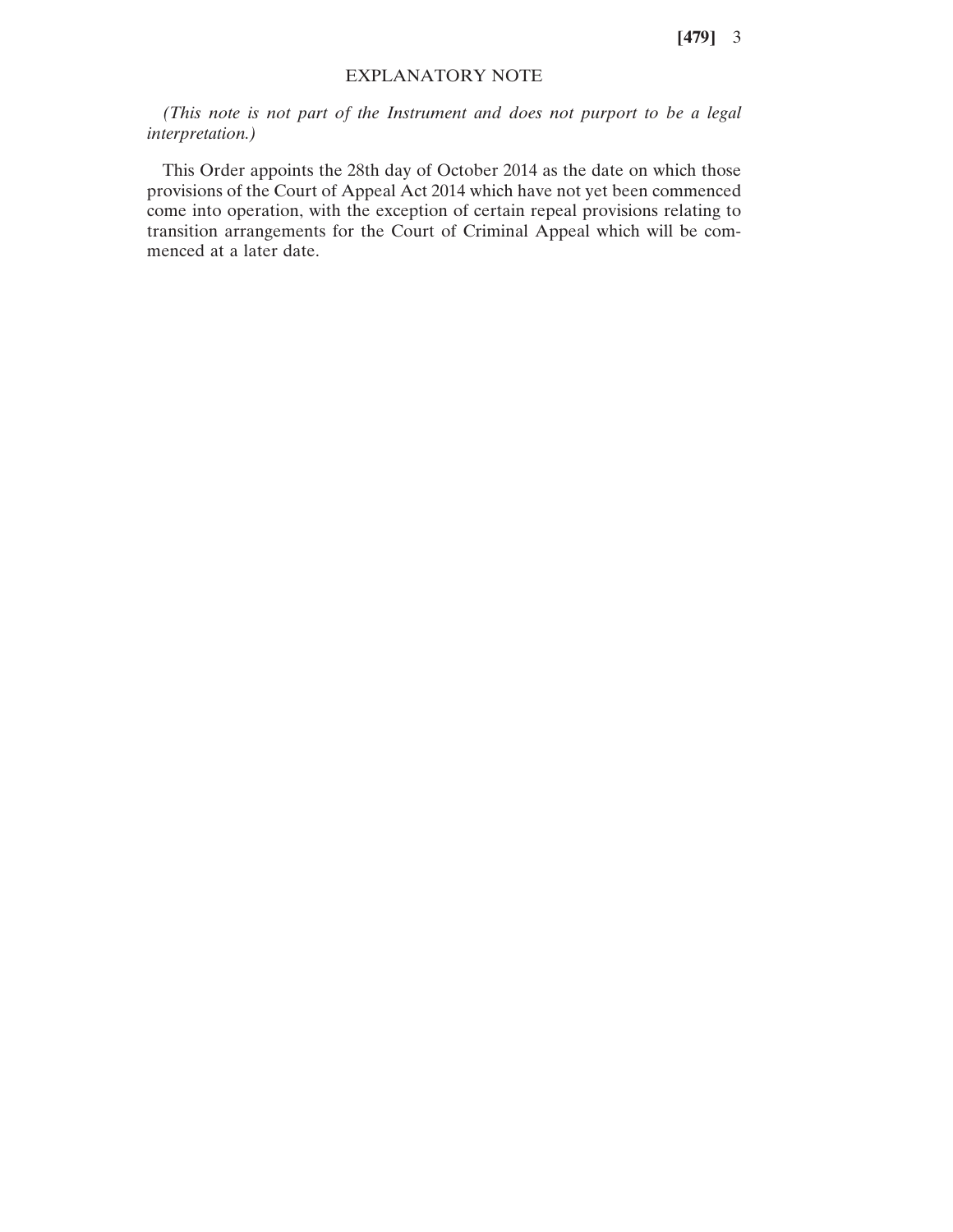# EXPLANATORY NOTE

*(This note is not part of the Instrument and does not purport to be a legal interpretation.)*

This Order appoints the 28th day of October 2014 as the date on which those provisions of the Court of Appeal Act 2014 which have not yet been commenced come into operation, with the exception of certain repeal provisions relating to transition arrangements for the Court of Criminal Appeal which will be commenced at a later date.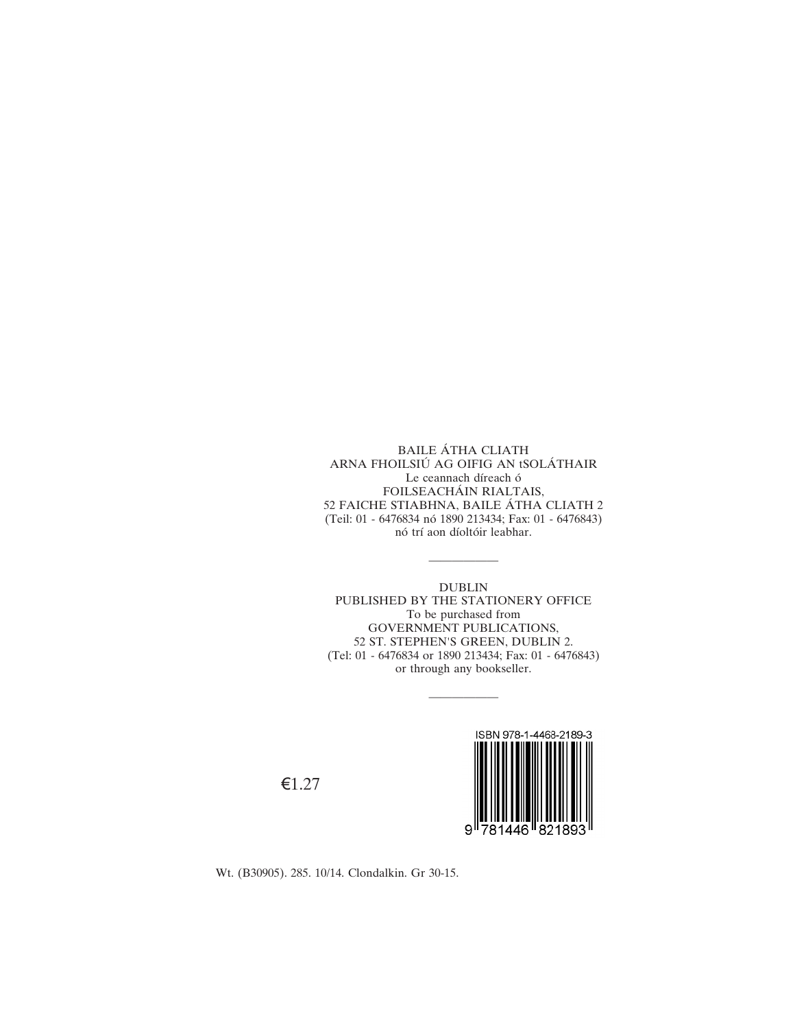BAILE ÁTHA CLIATH
ARNA FHOILSIÚ AG OIFIG AN tSOLÁTHAIR
Le ceannach díreach ó
FOILSEACHÁIN RIALTAIS,
52 FAICHE STIABHNA, BAILE ÁTHA CLIATH 2
(Teil: 01 - 6476834 nó 1890 213434; Fax: 01 - 6476843)
nó trí aon díoltóir leabhar.

---

DUBLIN
PUBLISHED BY THE STATIONERY OFFICE
To be purchased from
GOVERNMENT PUBLICATIONS,
52 ST. STEPHEN'S GREEN, DUBLIN 2.
(Tel: 01 - 6476834 or 1890 213434; Fax: 01 - 6476843)
or through any bookseller.

---

ISBN 978-1-4468-2189-3

€1.27

9 781446 821893

Wt. (B30905). 285. 10/14. Clondalkin. Gr 30-15.